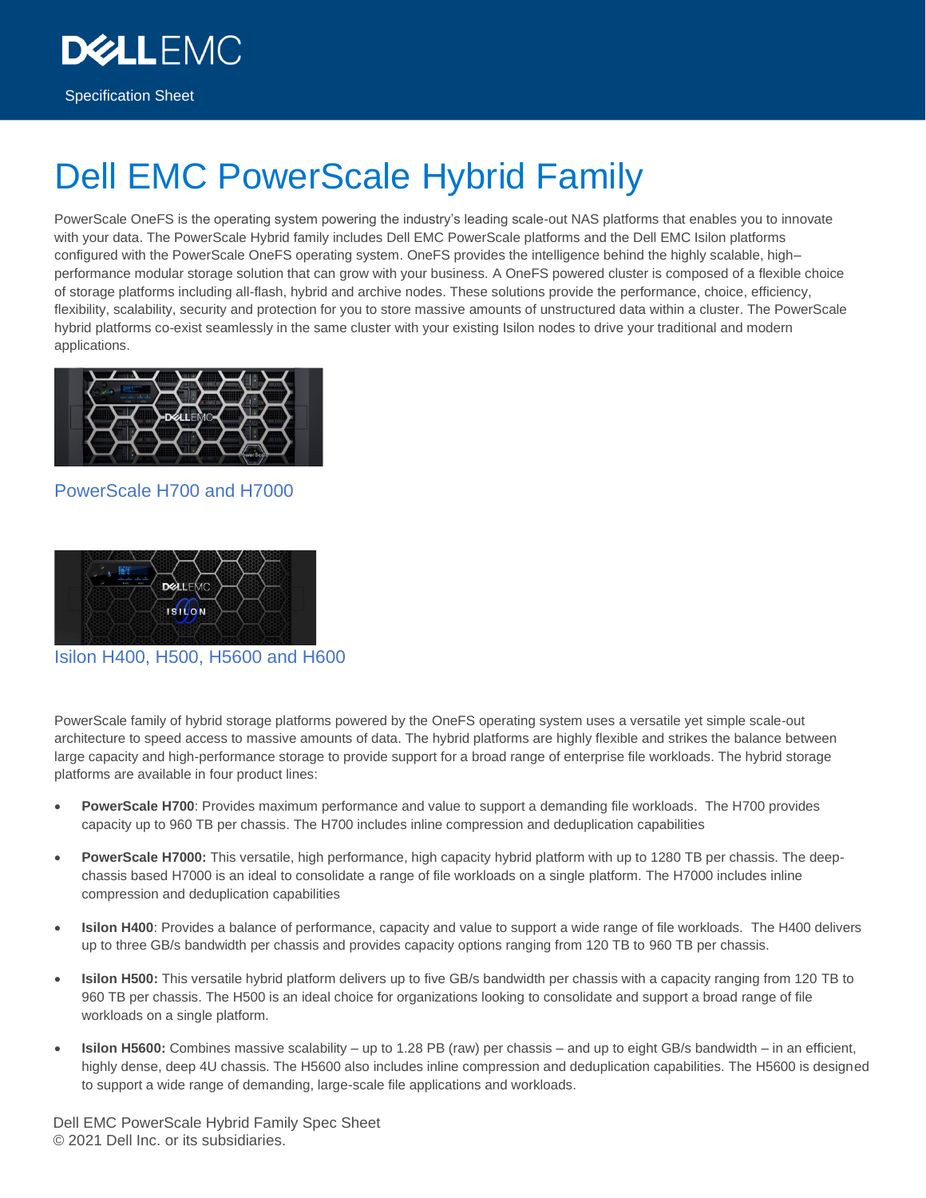Specification Sheet

# Dell EMC PowerScale Hybrid Family

PowerScale OneFS is the operating system powering the industry's leading scale-out NAS platforms that enables you to innovate with your data. The PowerScale Hybrid family includes Dell EMC PowerScale platforms and the Dell EMC Isilon platforms configured with the PowerScale OneFS operating system. OneFS provides the intelligence behind the highly scalable, high–performance modular storage solution that can grow with your business. A OneFS powered cluster is composed of a flexible choice of storage platforms including all-flash, hybrid and archive nodes. These solutions provide the performance, choice, efficiency, flexibility, scalability, security and protection for you to store massive amounts of unstructured data within a cluster. The PowerScale hybrid platforms co-exist seamlessly in the same cluster with your existing Isilon nodes to drive your traditional and modern applications.

PowerScale H700 and H7000

Isilon H400, H500, H5600 and H600

PowerScale family of hybrid storage platforms powered by the OneFS operating system uses a versatile yet simple scale-out architecture to speed access to massive amounts of data. The hybrid platforms are highly flexible and strikes the balance between large capacity and high-performance storage to provide support for a broad range of enterprise file workloads. The hybrid storage platforms are available in four product lines:

- **PowerScale H700**: Provides maximum performance and value to support a demanding file workloads. The H700 provides capacity up to 960 TB per chassis. The H700 includes inline compression and deduplication capabilities
- **PowerScale H7000:** This versatile, high performance, high capacity hybrid platform with up to 1280 TB per chassis. The deep-chassis based H7000 is an ideal to consolidate a range of file workloads on a single platform. The H7000 includes inline compression and deduplication capabilities
- **Isilon H400**: Provides a balance of performance, capacity and value to support a wide range of file workloads. The H400 delivers up to three GB/s bandwidth per chassis and provides capacity options ranging from 120 TB to 960 TB per chassis.
- **Isilon H500:** This versatile hybrid platform delivers up to five GB/s bandwidth per chassis with a capacity ranging from 120 TB to 960 TB per chassis. The H500 is an ideal choice for organizations looking to consolidate and support a broad range of file workloads on a single platform.
- **Isilon H5600:** Combines massive scalability – up to 1.28 PB (raw) per chassis – and up to eight GB/s bandwidth – in an efficient, highly dense, deep 4U chassis. The H5600 also includes inline compression and deduplication capabilities. The H5600 is designed to support a wide range of demanding, large-scale file applications and workloads.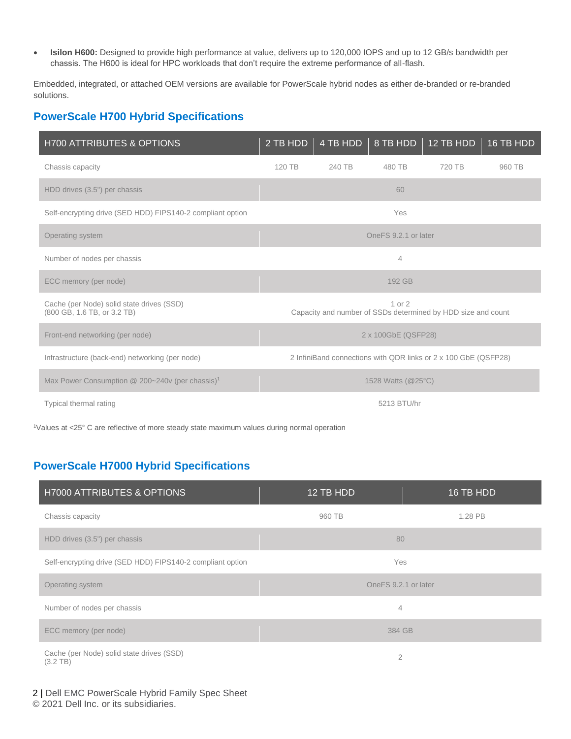- **Isilon H600:** Designed to provide high performance at value, delivers up to 120,000 IOPS and up to 12 GB/s bandwidth per chassis. The H600 is ideal for HPC workloads that don't require the extreme performance of all-flash.

Embedded, integrated, or attached OEM versions are available for PowerScale hybrid nodes as either de-branded or re-branded solutions.

## PowerScale H700 Hybrid Specifications

| H700 ATTRIBUTES & OPTIONS | 2 TB HDD | 4 TB HDD | 8 TB HDD | 12 TB HDD | 16 TB HDD |
|---|---|---|---|---|---|
| Chassis capacity | 120 TB | 240 TB | 480 TB | 720 TB | 960 TB |
| HDD drives (3.5") per chassis | 60 | | | | |
| Self-encrypting drive (SED HDD) FIPS140-2 compliant option | Yes | | | | |
| Operating system | OneFS 9.2.1 or later | | | | |
| Number of nodes per chassis | 4 | | | | |
| ECC memory (per node) | 192 GB | | | | |
| Cache (per Node) solid state drives (SSD) (800 GB, 1.6 TB, or 3.2 TB) | 1 or 2<br>Capacity and number of SSDs determined by HDD size and count | | | | |
| Front-end networking (per node) | 2 x 100GbE (QSFP28) | | | | |
| Infrastructure (back-end) networking (per node) | 2 InfiniBand connections with QDR links or 2 x 100 GbE (QSFP28) | | | | |
| Max Power Consumption @ 200~240v (per chassis)[1] | 1528 Watts (@25°C) | | | | |
| Typical thermal rating | 5213 BTU/hr | | | | |

[1]Values at <25° C are reflective of more steady state maximum values during normal operation

## PowerScale H7000 Hybrid Specifications

| H7000 ATTRIBUTES & OPTIONS | 12 TB HDD | 16 TB HDD |
|---|---|---|
| Chassis capacity | 960 TB | 1.28 PB |
| HDD drives (3.5") per chassis | 80 | |
| Self-encrypting drive (SED HDD) FIPS140-2 compliant option | Yes | |
| Operating system | OneFS 9.2.1 or later | |
| Number of nodes per chassis | 4 | |
| ECC memory (per node) | 384 GB | |
| Cache (per Node) solid state drives (SSD) (3.2 TB) | 2 | |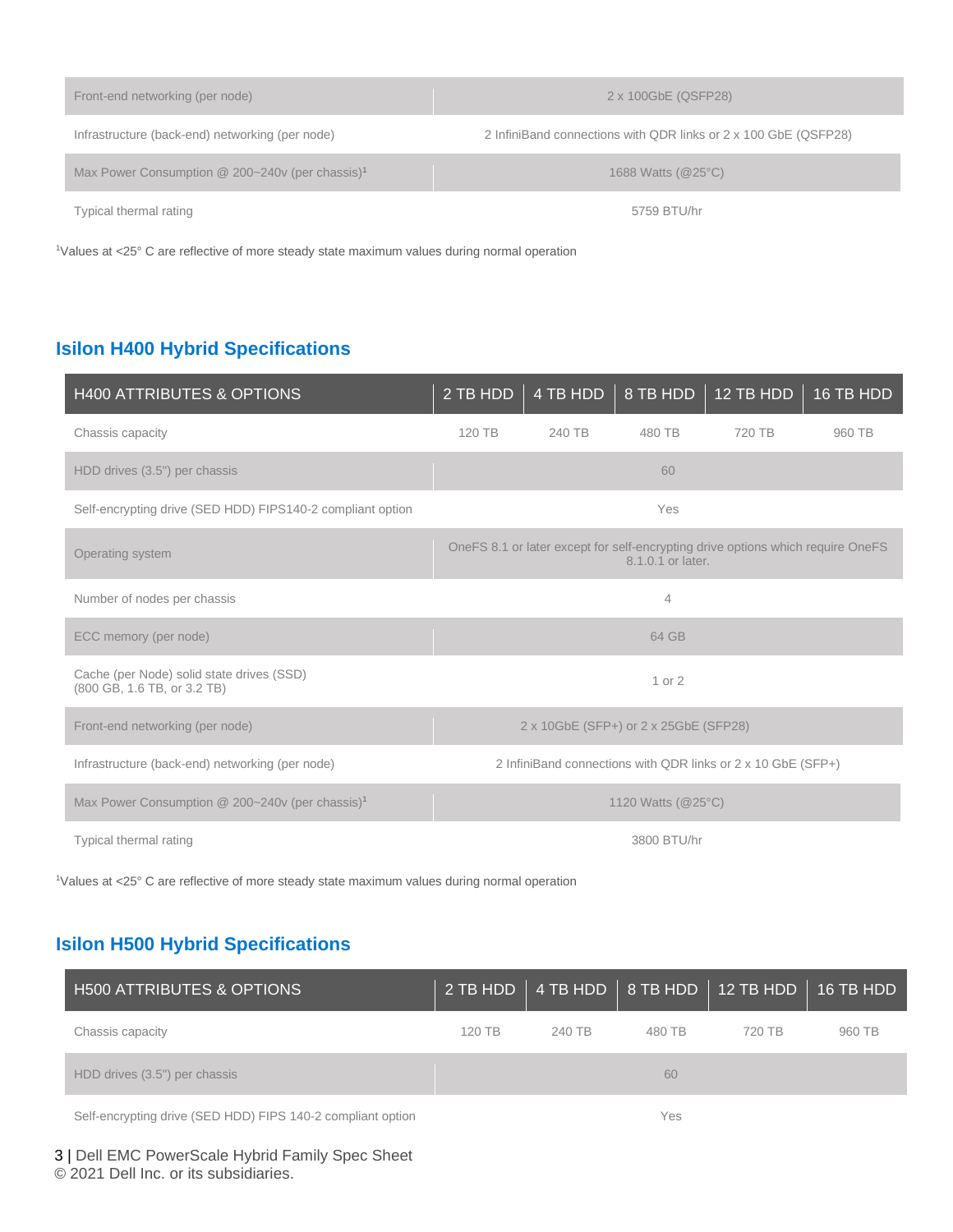| | |
|---|---|
| Front-end networking (per node) | 2 x 100GbE (QSFP28) |
| Infrastructure (back-end) networking (per node) | 2 InfiniBand connections with QDR links or 2 x 100 GbE (QSFP28) |
| Max Power Consumption @ 200~240v (per chassis)[1] | 1688 Watts (@25°C) |
| Typical thermal rating | 5759 BTU/hr |

[1]Values at <25° C are reflective of more steady state maximum values during normal operation

## Isilon H400 Hybrid Specifications

| H400 ATTRIBUTES & OPTIONS | 2 TB HDD | 4 TB HDD | 8 TB HDD | 12 TB HDD | 16 TB HDD |
|---|---|---|---|---|---|
| Chassis capacity | 120 TB | 240 TB | 480 TB | 720 TB | 960 TB |
| HDD drives (3.5") per chassis | 60 | | | | |
| Self-encrypting drive (SED HDD) FIPS140-2 compliant option | Yes | | | | |
| Operating system | OneFS 8.1 or later except for self-encrypting drive options which require OneFS 8.1.0.1 or later. | | | | |
| Number of nodes per chassis | 4 | | | | |
| ECC memory (per node) | 64 GB | | | | |
| Cache (per Node) solid state drives (SSD) (800 GB, 1.6 TB, or 3.2 TB) | 1 or 2 | | | | |
| Front-end networking (per node) | 2 x 10GbE (SFP+) or 2 x 25GbE (SFP28) | | | | |
| Infrastructure (back-end) networking (per node) | 2 InfiniBand connections with QDR links or 2 x 10 GbE (SFP+) | | | | |
| Max Power Consumption @ 200~240v (per chassis)[1] | 1120 Watts (@25°C) | | | | |
| Typical thermal rating | 3800 BTU/hr | | | | |

[1]Values at <25° C are reflective of more steady state maximum values during normal operation

## Isilon H500 Hybrid Specifications

| H500 ATTRIBUTES & OPTIONS | 2 TB HDD | 4 TB HDD | 8 TB HDD | 12 TB HDD | 16 TB HDD |
|---|---|---|---|---|---|
| Chassis capacity | 120 TB | 240 TB | 480 TB | 720 TB | 960 TB |
| HDD drives (3.5") per chassis | 60 | | | | |
| Self-encrypting drive (SED HDD) FIPS 140-2 compliant option | Yes | | | | |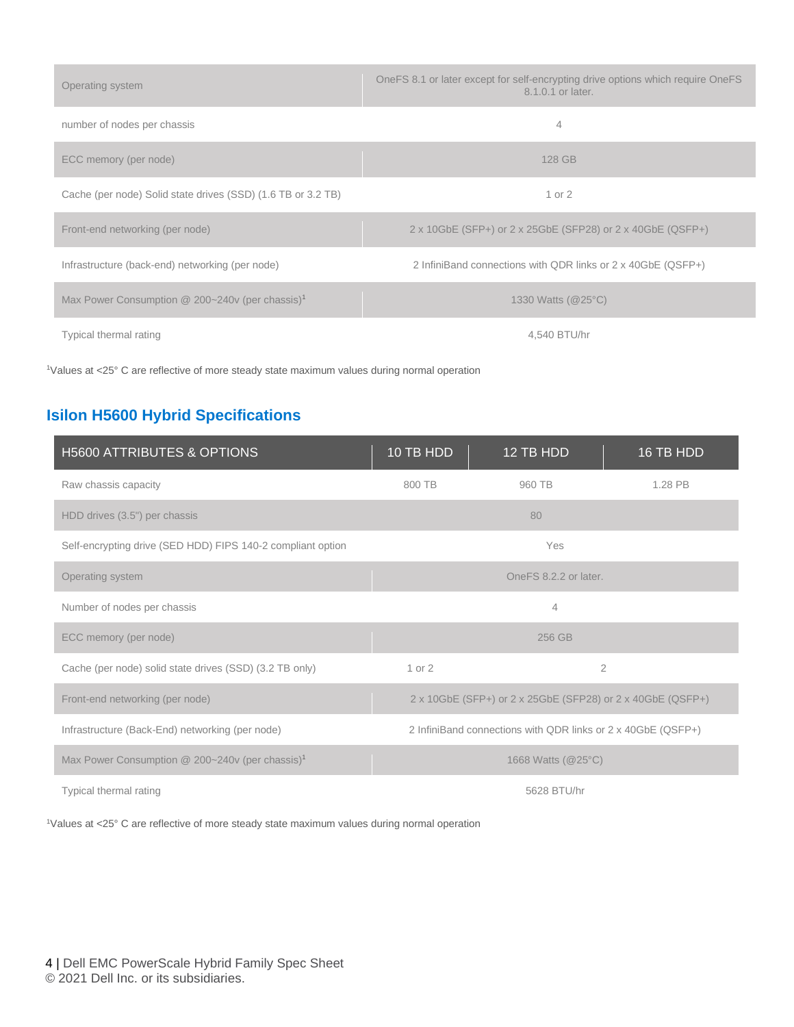| | |
|---|---|
| Operating system | OneFS 8.1 or later except for self-encrypting drive options which require OneFS 8.1.0.1 or later. |
| number of nodes per chassis | 4 |
| ECC memory (per node) | 128 GB |
| Cache (per node) Solid state drives (SSD) (1.6 TB or 3.2 TB) | 1 or 2 |
| Front-end networking (per node) | 2 x 10GbE (SFP+) or 2 x 25GbE (SFP28) or 2 x 40GbE (QSFP+) |
| Infrastructure (back-end) networking (per node) | 2 InfiniBand connections with QDR links or 2 x 40GbE (QSFP+) |
| Max Power Consumption @ 200~240v (per chassis)[1] | 1330 Watts (@25°C) |
| Typical thermal rating | 4,540 BTU/hr |

[1]Values at <25° C are reflective of more steady state maximum values during normal operation

## Isilon H5600 Hybrid Specifications

| H5600 ATTRIBUTES & OPTIONS | 10 TB HDD | 12 TB HDD | 16 TB HDD |
|---|---|---|---|
| Raw chassis capacity | 800 TB | 960 TB | 1.28 PB |
| HDD drives (3.5") per chassis | 80 | | |
| Self-encrypting drive (SED HDD) FIPS 140-2 compliant option | Yes | | |
| Operating system | OneFS 8.2.2 or later. | | |
| Number of nodes per chassis | 4 | | |
| ECC memory (per node) | 256 GB | | |
| Cache (per node) solid state drives (SSD) (3.2 TB only) | 1 or 2 | 2 | |
| Front-end networking (per node) | 2 x 10GbE (SFP+) or 2 x 25GbE (SFP28) or 2 x 40GbE (QSFP+) | | |
| Infrastructure (Back-End) networking (per node) | 2 InfiniBand connections with QDR links or 2 x 40GbE (QSFP+) | | |
| Max Power Consumption @ 200~240v (per chassis)[1] | 1668 Watts (@25°C) | | |
| Typical thermal rating | 5628 BTU/hr | | |

[1]Values at <25° C are reflective of more steady state maximum values during normal operation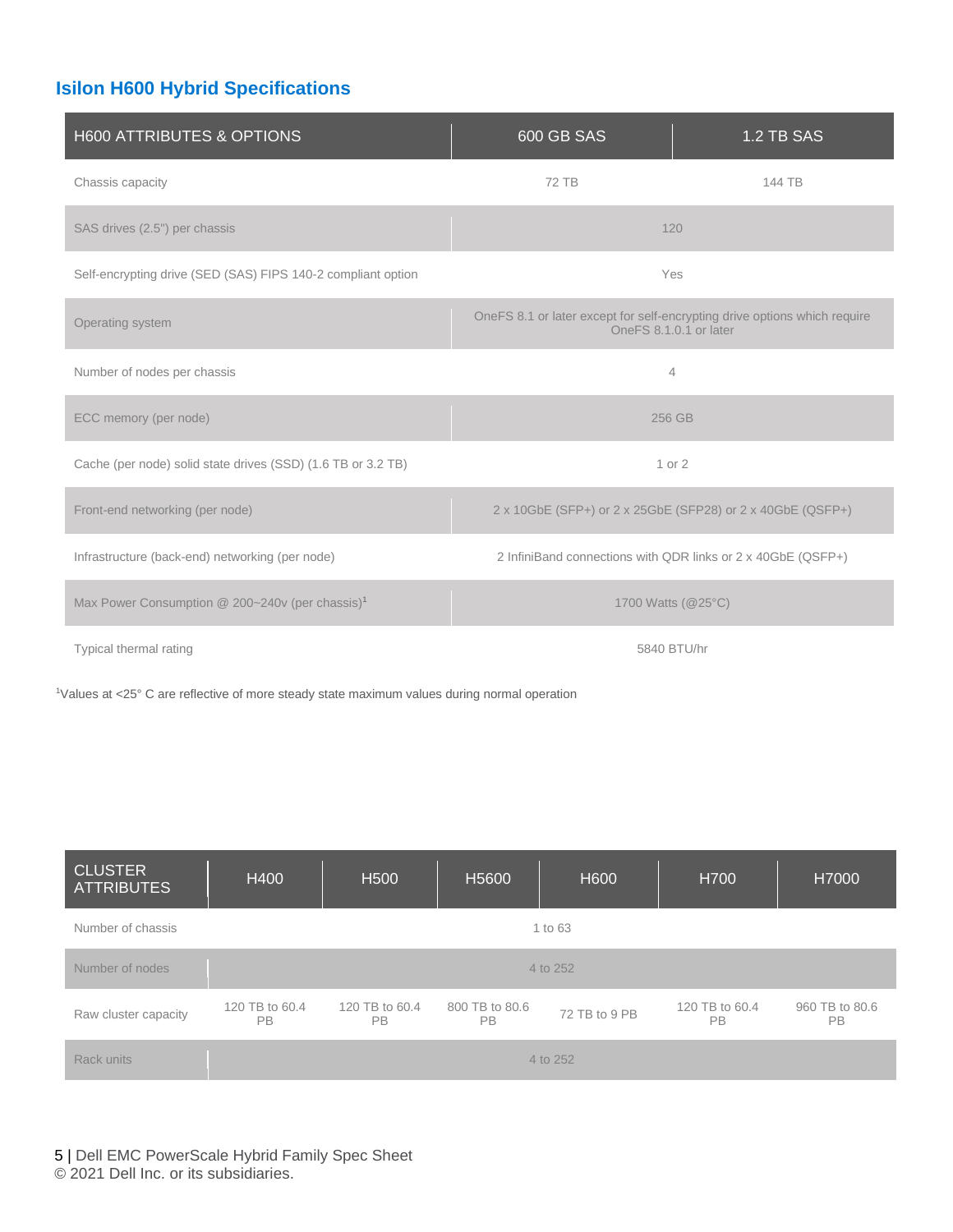## Isilon H600 Hybrid Specifications

| H600 ATTRIBUTES & OPTIONS | 600 GB SAS | 1.2 TB SAS |
|---|---|---|
| Chassis capacity | 72 TB | 144 TB |
| SAS drives (2.5") per chassis | 120 | |
| Self-encrypting drive (SED (SAS) FIPS 140-2 compliant option | Yes | |
| Operating system | OneFS 8.1 or later except for self-encrypting drive options which require OneFS 8.1.0.1 or later | |
| Number of nodes per chassis | 4 | |
| ECC memory (per node) | 256 GB | |
| Cache (per node) solid state drives (SSD) (1.6 TB or 3.2 TB) | 1 or 2 | |
| Front-end networking (per node) | 2 x 10GbE (SFP+) or 2 x 25GbE (SFP28) or 2 x 40GbE (QSFP+) | |
| Infrastructure (back-end) networking (per node) | 2 InfiniBand connections with QDR links or 2 x 40GbE (QSFP+) | |
| Max Power Consumption @ 200~240v (per chassis)[1] | 1700 Watts (@25°C) | |
| Typical thermal rating | 5840 BTU/hr | |

[1]Values at <25° C are reflective of more steady state maximum values during normal operation

| CLUSTER ATTRIBUTES | H400 | H500 | H5600 | H600 | H700 | H7000 |
|---|---|---|---|---|---|---|
| Number of chassis | 1 to 63 | | | | | |
| Number of nodes | 4 to 252 | | | | | |
| Raw cluster capacity | 120 TB to 60.4 PB | 120 TB to 60.4 PB | 800 TB to 80.6 PB | 72 TB to 9 PB | 120 TB to 60.4 PB | 960 TB to 80.6 PB |
| Rack units | 4 to 252 | | | | | |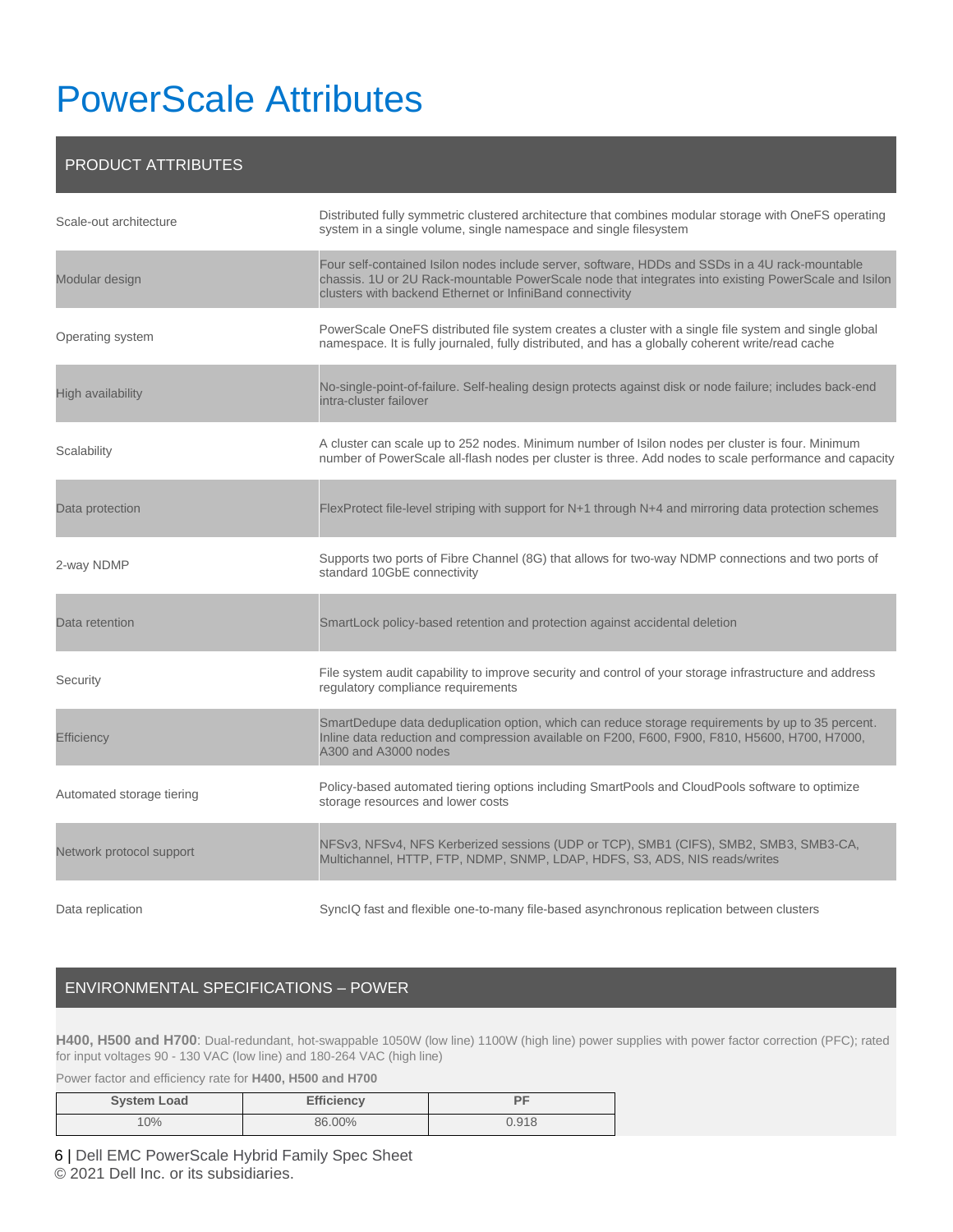# PowerScale Attributes

| PRODUCT ATTRIBUTES | |
|---|---|
| Scale-out architecture | Distributed fully symmetric clustered architecture that combines modular storage with OneFS operating system in a single volume, single namespace and single filesystem |
| Modular design | Four self-contained Isilon nodes include server, software, HDDs and SSDs in a 4U rack-mountable chassis. 1U or 2U Rack-mountable PowerScale node that integrates into existing PowerScale and Isilon clusters with backend Ethernet or InfiniBand connectivity |
| Operating system | PowerScale OneFS distributed file system creates a cluster with a single file system and single global namespace. It is fully journaled, fully distributed, and has a globally coherent write/read cache |
| High availability | No-single-point-of-failure. Self-healing design protects against disk or node failure; includes back-end intra-cluster failover |
| Scalability | A cluster can scale up to 252 nodes. Minimum number of Isilon nodes per cluster is four. Minimum number of PowerScale all-flash nodes per cluster is three. Add nodes to scale performance and capacity |
| Data protection | FlexProtect file-level striping with support for N+1 through N+4 and mirroring data protection schemes |
| 2-way NDMP | Supports two ports of Fibre Channel (8G) that allows for two-way NDMP connections and two ports of standard 10GbE connectivity |
| Data retention | SmartLock policy-based retention and protection against accidental deletion |
| Security | File system audit capability to improve security and control of your storage infrastructure and address regulatory compliance requirements |
| Efficiency | SmartDedupe data deduplication option, which can reduce storage requirements by up to 35 percent. Inline data reduction and compression available on F200, F600, F900, F810, H5600, H700, H7000, A300 and A3000 nodes |
| Automated storage tiering | Policy-based automated tiering options including SmartPools and CloudPools software to optimize storage resources and lower costs |
| Network protocol support | NFSv3, NFSv4, NFS Kerberized sessions (UDP or TCP), SMB1 (CIFS), SMB2, SMB3, SMB3-CA, Multichannel, HTTP, FTP, NDMP, SNMP, LDAP, HDFS, S3, ADS, NIS reads/writes |
| Data replication | SyncIQ fast and flexible one-to-many file-based asynchronous replication between clusters |

## ENVIRONMENTAL SPECIFICATIONS – POWER

**H400, H500 and H700**: Dual-redundant, hot-swappable 1050W (low line) 1100W (high line) power supplies with power factor correction (PFC); rated for input voltages 90 - 130 VAC (low line) and 180-264 VAC (high line)

Power factor and efficiency rate for **H400, H500 and H700**

| System Load | Efficiency | PF |
|---|---|---|
| 10% | 86.00% | 0.918 |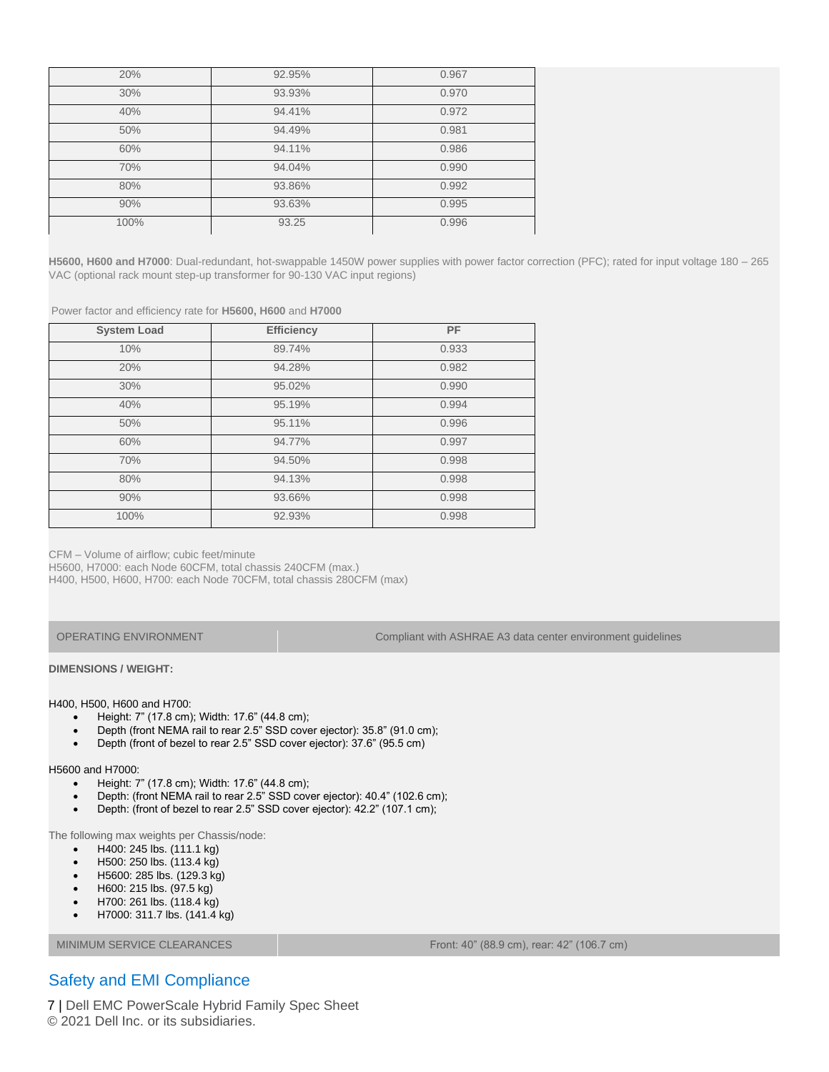| 20% | 92.95% | 0.967 |
|---|---|---|
| 30% | 93.93% | 0.970 |
| 40% | 94.41% | 0.972 |
| 50% | 94.49% | 0.981 |
| 60% | 94.11% | 0.986 |
| 70% | 94.04% | 0.990 |
| 80% | 93.86% | 0.992 |
| 90% | 93.63% | 0.995 |
| 100% | 93.25 | 0.996 |

**H5600, H600 and H7000**: Dual-redundant, hot-swappable 1450W power supplies with power factor correction (PFC); rated for input voltage 180 – 265 VAC (optional rack mount step-up transformer for 90-130 VAC input regions)

Power factor and efficiency rate for **H5600, H600** and **H7000**

| System Load | Efficiency | PF |
|---|---|---|
| 10% | 89.74% | 0.933 |
| 20% | 94.28% | 0.982 |
| 30% | 95.02% | 0.990 |
| 40% | 95.19% | 0.994 |
| 50% | 95.11% | 0.996 |
| 60% | 94.77% | 0.997 |
| 70% | 94.50% | 0.998 |
| 80% | 94.13% | 0.998 |
| 90% | 93.66% | 0.998 |
| 100% | 92.93% | 0.998 |

CFM – Volume of airflow; cubic feet/minute
H5600, H7000: each Node 60CFM, total chassis 240CFM (max.)
H400, H500, H600, H700: each Node 70CFM, total chassis 280CFM (max)

| OPERATING ENVIRONMENT | Compliant with ASHRAE A3 data center environment guidelines |
|---|---|

**DIMENSIONS / WEIGHT:**

H400, H500, H600 and H700:

- Height: 7" (17.8 cm); Width: 17.6" (44.8 cm);
- Depth (front NEMA rail to rear 2.5" SSD cover ejector): 35.8" (91.0 cm);
- Depth (front of bezel to rear 2.5" SSD cover ejector): 37.6" (95.5 cm)

H5600 and H7000:

- Height: 7" (17.8 cm); Width: 17.6" (44.8 cm);
- Depth: (front NEMA rail to rear 2.5" SSD cover ejector): 40.4" (102.6 cm);
- Depth: (front of bezel to rear 2.5" SSD cover ejector): 42.2" (107.1 cm);

The following max weights per Chassis/node:

- H400: 245 lbs. (111.1 kg)
- H500: 250 lbs. (113.4 kg)
- H5600: 285 lbs. (129.3 kg)
- H600: 215 lbs. (97.5 kg)
- H700: 261 lbs. (118.4 kg)
- H7000: 311.7 lbs. (141.4 kg)

| MINIMUM SERVICE CLEARANCES | Front: 40" (88.9 cm), rear: 42" (106.7 cm) |
|---|---|

## Safety and EMI Compliance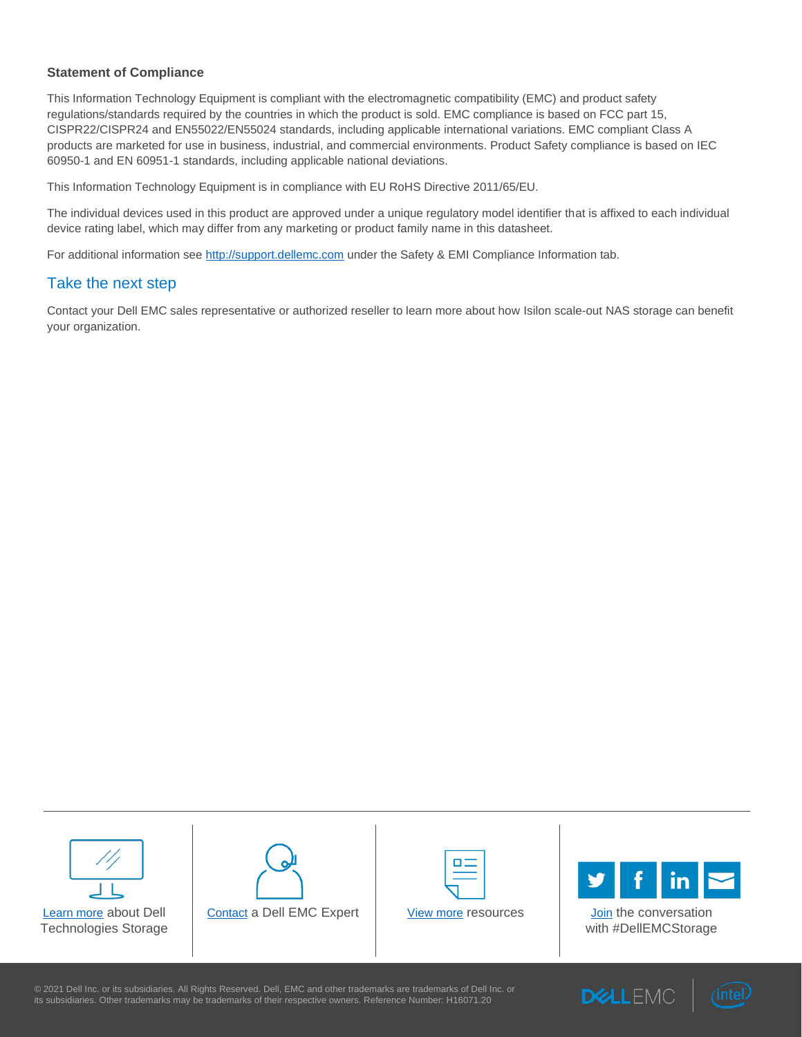**Statement of Compliance**

This Information Technology Equipment is compliant with the electromagnetic compatibility (EMC) and product safety regulations/standards required by the countries in which the product is sold. EMC compliance is based on FCC part 15, CISPR22/CISPR24 and EN55022/EN55024 standards, including applicable international variations. EMC compliant Class A products are marketed for use in business, industrial, and commercial environments. Product Safety compliance is based on IEC 60950-1 and EN 60951-1 standards, including applicable national deviations.

This Information Technology Equipment is in compliance with EU RoHS Directive 2011/65/EU.

The individual devices used in this product are approved under a unique regulatory model identifier that is affixed to each individual device rating label, which may differ from any marketing or product family name in this datasheet.

For additional information see http://support.dellemc.com under the Safety & EMI Compliance Information tab.

## Take the next step

Contact your Dell EMC sales representative or authorized reseller to learn more about how Isilon scale-out NAS storage can benefit your organization.

Learn more about Dell Technologies Storage

Contact a Dell EMC Expert

View more resources

Join the conversation with #DellEMCStorage

© 2021 Dell Inc. or its subsidiaries. All Rights Reserved. Dell, EMC and other trademarks are trademarks of Dell Inc. or its subsidiaries. Other trademarks may be trademarks of their respective owners. Reference Number: H16071.20